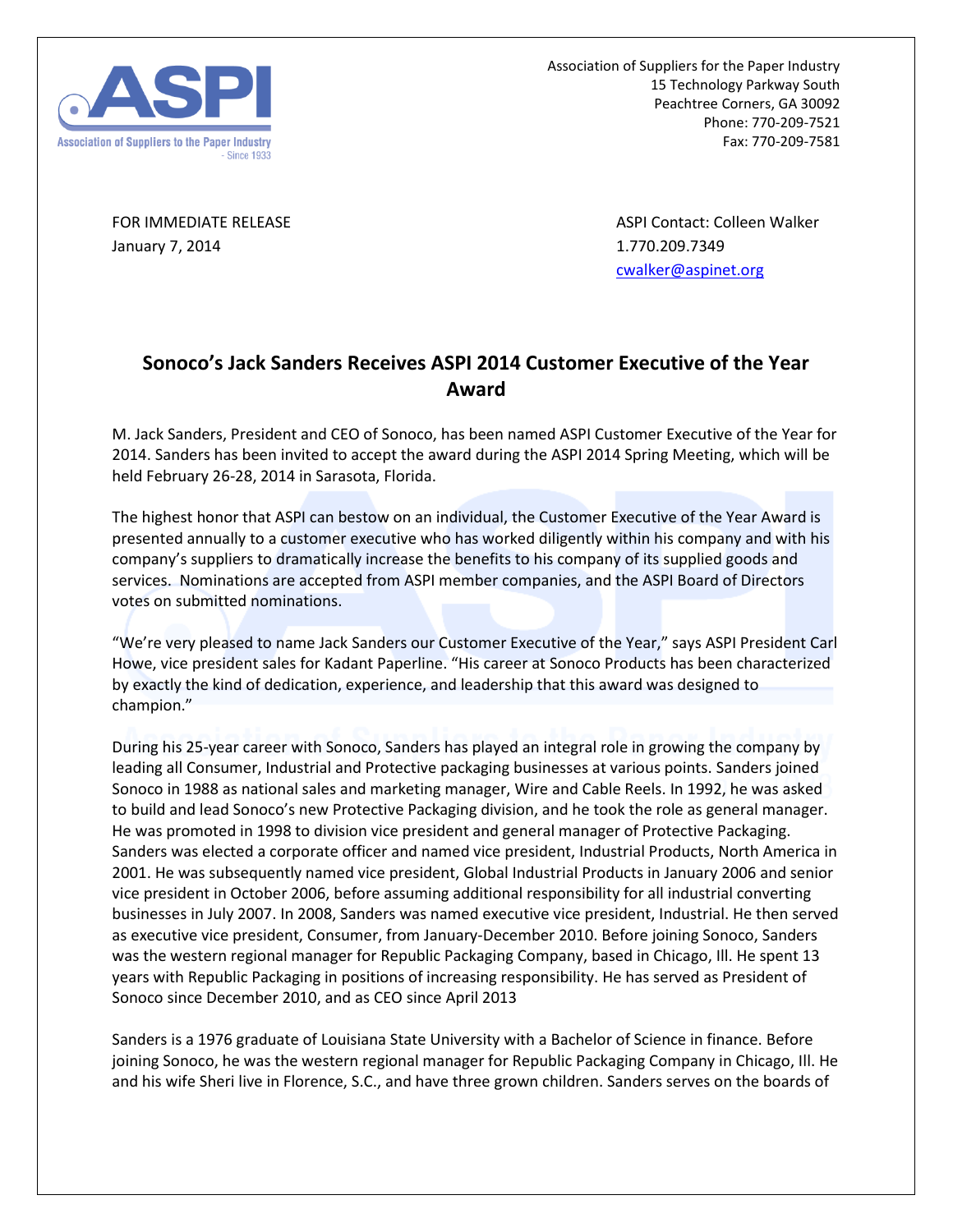Association of Suppliers for the Paper Industry
15 Technology Parkway South
Peachtree Corners, GA 30092
Phone: 770-209-7521
Fax: 770-209-7581

FOR IMMEDIATE RELEASE
January 7, 2014

ASPI Contact: Colleen Walker
1.770.209.7349
cwalker@aspinet.org

## Sonoco's Jack Sanders Receives ASPI 2014 Customer Executive of the Year Award

M. Jack Sanders, President and CEO of Sonoco, has been named ASPI Customer Executive of the Year for 2014. Sanders has been invited to accept the award during the ASPI 2014 Spring Meeting, which will be held February 26-28, 2014 in Sarasota, Florida.

The highest honor that ASPI can bestow on an individual, the Customer Executive of the Year Award is presented annually to a customer executive who has worked diligently within his company and with his company's suppliers to dramatically increase the benefits to his company of its supplied goods and services. Nominations are accepted from ASPI member companies, and the ASPI Board of Directors votes on submitted nominations.

"We're very pleased to name Jack Sanders our Customer Executive of the Year," says ASPI President Carl Howe, vice president sales for Kadant Paperline. "His career at Sonoco Products has been characterized by exactly the kind of dedication, experience, and leadership that this award was designed to champion."

During his 25-year career with Sonoco, Sanders has played an integral role in growing the company by leading all Consumer, Industrial and Protective packaging businesses at various points. Sanders joined Sonoco in 1988 as national sales and marketing manager, Wire and Cable Reels. In 1992, he was asked to build and lead Sonoco's new Protective Packaging division, and he took the role as general manager. He was promoted in 1998 to division vice president and general manager of Protective Packaging. Sanders was elected a corporate officer and named vice president, Industrial Products, North America in 2001. He was subsequently named vice president, Global Industrial Products in January 2006 and senior vice president in October 2006, before assuming additional responsibility for all industrial converting businesses in July 2007. In 2008, Sanders was named executive vice president, Industrial. He then served as executive vice president, Consumer, from January-December 2010. Before joining Sonoco, Sanders was the western regional manager for Republic Packaging Company, based in Chicago, Ill. He spent 13 years with Republic Packaging in positions of increasing responsibility. He has served as President of Sonoco since December 2010, and as CEO since April 2013

Sanders is a 1976 graduate of Louisiana State University with a Bachelor of Science in finance. Before joining Sonoco, he was the western regional manager for Republic Packaging Company in Chicago, Ill. He and his wife Sheri live in Florence, S.C., and have three grown children. Sanders serves on the boards of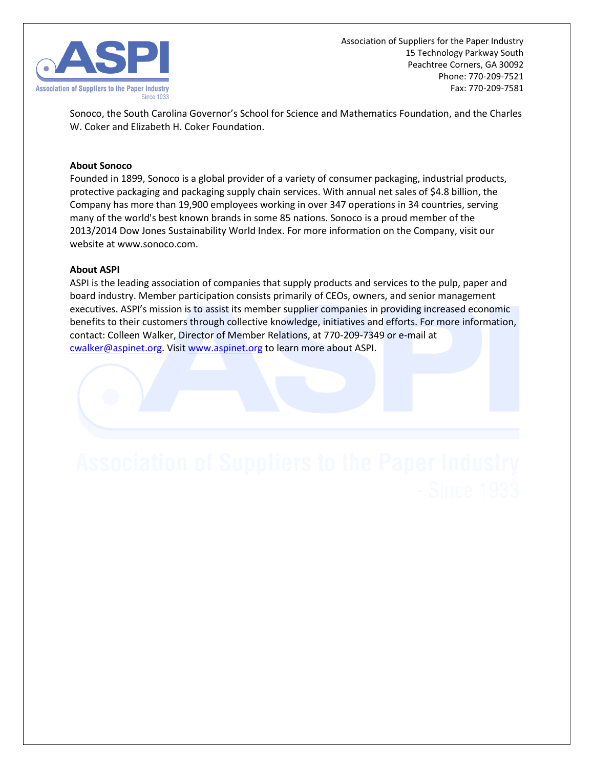Sonoco, the South Carolina Governor's School for Science and Mathematics Foundation, and the Charles W. Coker and Elizabeth H. Coker Foundation.

**About Sonoco**

Founded in 1899, Sonoco is a global provider of a variety of consumer packaging, industrial products, protective packaging and packaging supply chain services. With annual net sales of $4.8 billion, the Company has more than 19,900 employees working in over 347 operations in 34 countries, serving many of the world's best known brands in some 85 nations. Sonoco is a proud member of the 2013/2014 Dow Jones Sustainability World Index. For more information on the Company, visit our website at www.sonoco.com.

**About ASPI**

ASPI is the leading association of companies that supply products and services to the pulp, paper and board industry. Member participation consists primarily of CEOs, owners, and senior management executives. ASPI's mission is to assist its member supplier companies in providing increased economic benefits to their customers through collective knowledge, initiatives and efforts. For more information, contact: Colleen Walker, Director of Member Relations, at 770-209-7349 or e-mail at cwalker@aspinet.org. Visit www.aspinet.org to learn more about ASPI.